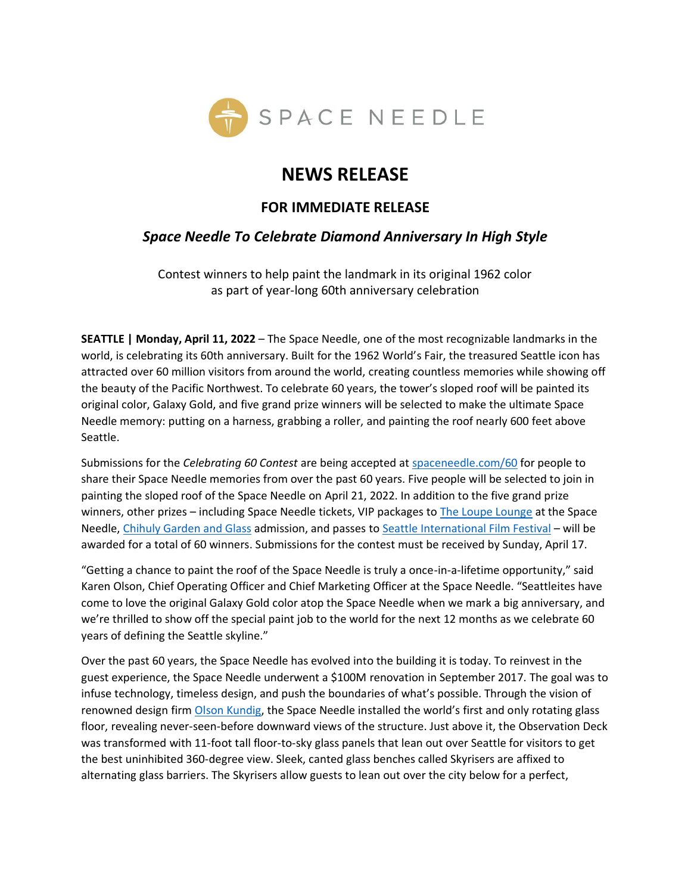SPACE NEEDLE

# NEWS RELEASE

## FOR IMMEDIATE RELEASE

### *Space Needle To Celebrate Diamond Anniversary In High Style*

Contest winners to help paint the landmark in its original 1962 color
as part of year-long 60th anniversary celebration

**SEATTLE | Monday, April 11, 2022** – The Space Needle, one of the most recognizable landmarks in the world, is celebrating its 60th anniversary. Built for the 1962 World's Fair, the treasured Seattle icon has attracted over 60 million visitors from around the world, creating countless memories while showing off the beauty of the Pacific Northwest. To celebrate 60 years, the tower's sloped roof will be painted its original color, Galaxy Gold, and five grand prize winners will be selected to make the ultimate Space Needle memory: putting on a harness, grabbing a roller, and painting the roof nearly 600 feet above Seattle.

Submissions for the *Celebrating 60 Contest* are being accepted at spaceneedle.com/60 for people to share their Space Needle memories from over the past 60 years. Five people will be selected to join in painting the sloped roof of the Space Needle on April 21, 2022. In addition to the five grand prize winners, other prizes – including Space Needle tickets, VIP packages to The Loupe Lounge at the Space Needle, Chihuly Garden and Glass admission, and passes to Seattle International Film Festival – will be awarded for a total of 60 winners. Submissions for the contest must be received by Sunday, April 17.

"Getting a chance to paint the roof of the Space Needle is truly a once-in-a-lifetime opportunity," said Karen Olson, Chief Operating Officer and Chief Marketing Officer at the Space Needle. "Seattleites have come to love the original Galaxy Gold color atop the Space Needle when we mark a big anniversary, and we're thrilled to show off the special paint job to the world for the next 12 months as we celebrate 60 years of defining the Seattle skyline."

Over the past 60 years, the Space Needle has evolved into the building it is today. To reinvest in the guest experience, the Space Needle underwent a $100M renovation in September 2017. The goal was to infuse technology, timeless design, and push the boundaries of what's possible. Through the vision of renowned design firm Olson Kundig, the Space Needle installed the world's first and only rotating glass floor, revealing never-seen-before downward views of the structure. Just above it, the Observation Deck was transformed with 11-foot tall floor-to-sky glass panels that lean out over Seattle for visitors to get the best uninhibited 360-degree view. Sleek, canted glass benches called Skyrisers are affixed to alternating glass barriers. The Skyrisers allow guests to lean out over the city below for a perfect,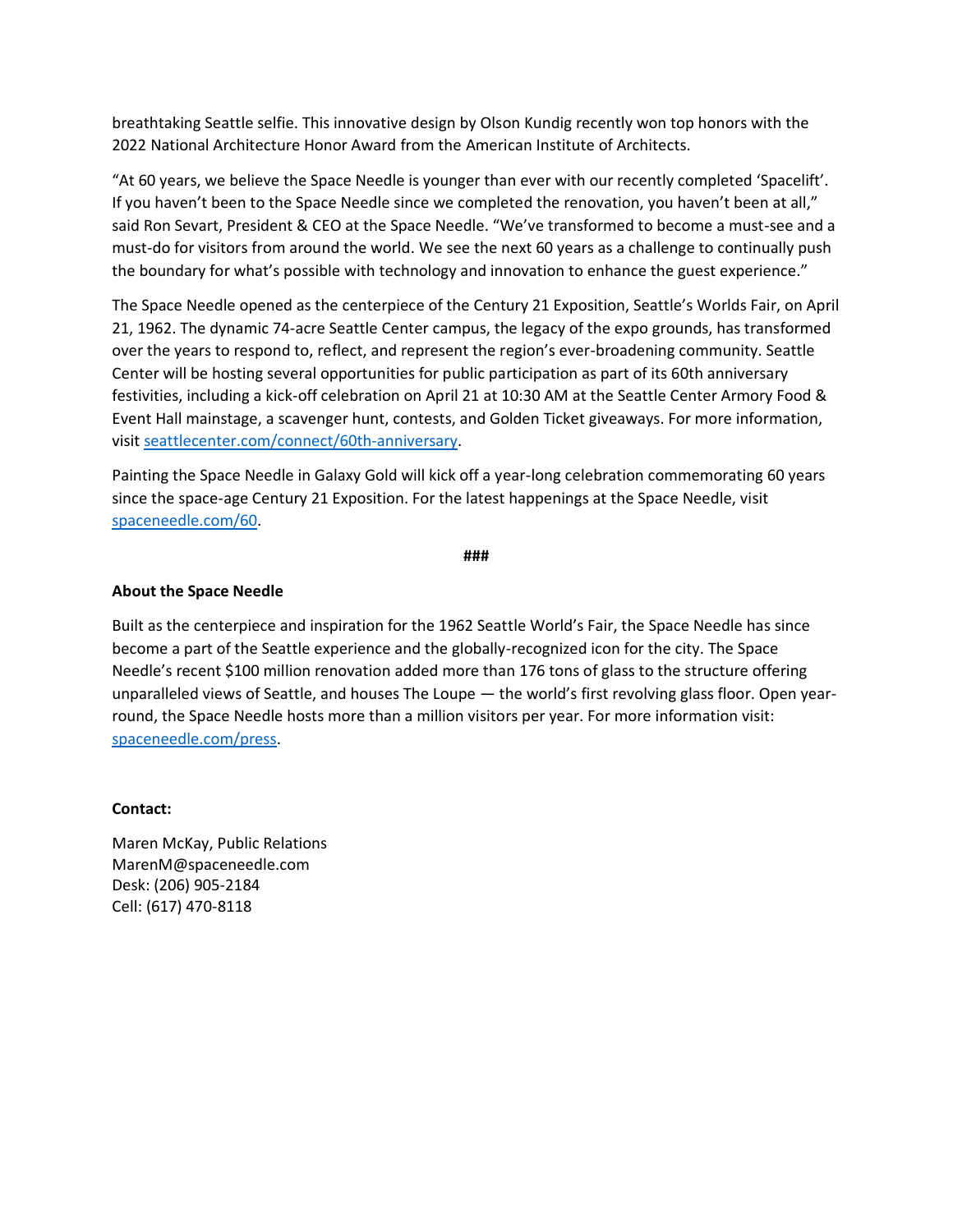breathtaking Seattle selfie. This innovative design by Olson Kundig recently won top honors with the 2022 National Architecture Honor Award from the American Institute of Architects.

"At 60 years, we believe the Space Needle is younger than ever with our recently completed 'Spacelift'. If you haven't been to the Space Needle since we completed the renovation, you haven't been at all," said Ron Sevart, President & CEO at the Space Needle. "We've transformed to become a must-see and a must-do for visitors from around the world. We see the next 60 years as a challenge to continually push the boundary for what's possible with technology and innovation to enhance the guest experience."

The Space Needle opened as the centerpiece of the Century 21 Exposition, Seattle's Worlds Fair, on April 21, 1962. The dynamic 74-acre Seattle Center campus, the legacy of the expo grounds, has transformed over the years to respond to, reflect, and represent the region's ever-broadening community. Seattle Center will be hosting several opportunities for public participation as part of its 60th anniversary festivities, including a kick-off celebration on April 21 at 10:30 AM at the Seattle Center Armory Food & Event Hall mainstage, a scavenger hunt, contests, and Golden Ticket giveaways. For more information, visit [seattlecenter.com/connect/60th-anniversary](seattlecenter.com/connect/60th-anniversary).

Painting the Space Needle in Galaxy Gold will kick off a year-long celebration commemorating 60 years since the space-age Century 21 Exposition. For the latest happenings at the Space Needle, visit [spaceneedle.com/60](spaceneedle.com/60).

**###**

**About the Space Needle**

Built as the centerpiece and inspiration for the 1962 Seattle World's Fair, the Space Needle has since become a part of the Seattle experience and the globally-recognized icon for the city. The Space Needle's recent $100 million renovation added more than 176 tons of glass to the structure offering unparalleled views of Seattle, and houses The Loupe — the world's first revolving glass floor. Open year-round, the Space Needle hosts more than a million visitors per year. For more information visit: [spaceneedle.com/press](spaceneedle.com/press).

**Contact:**

Maren McKay, Public Relations
MarenM@spaceneedle.com
Desk: (206) 905-2184
Cell: (617) 470-8118